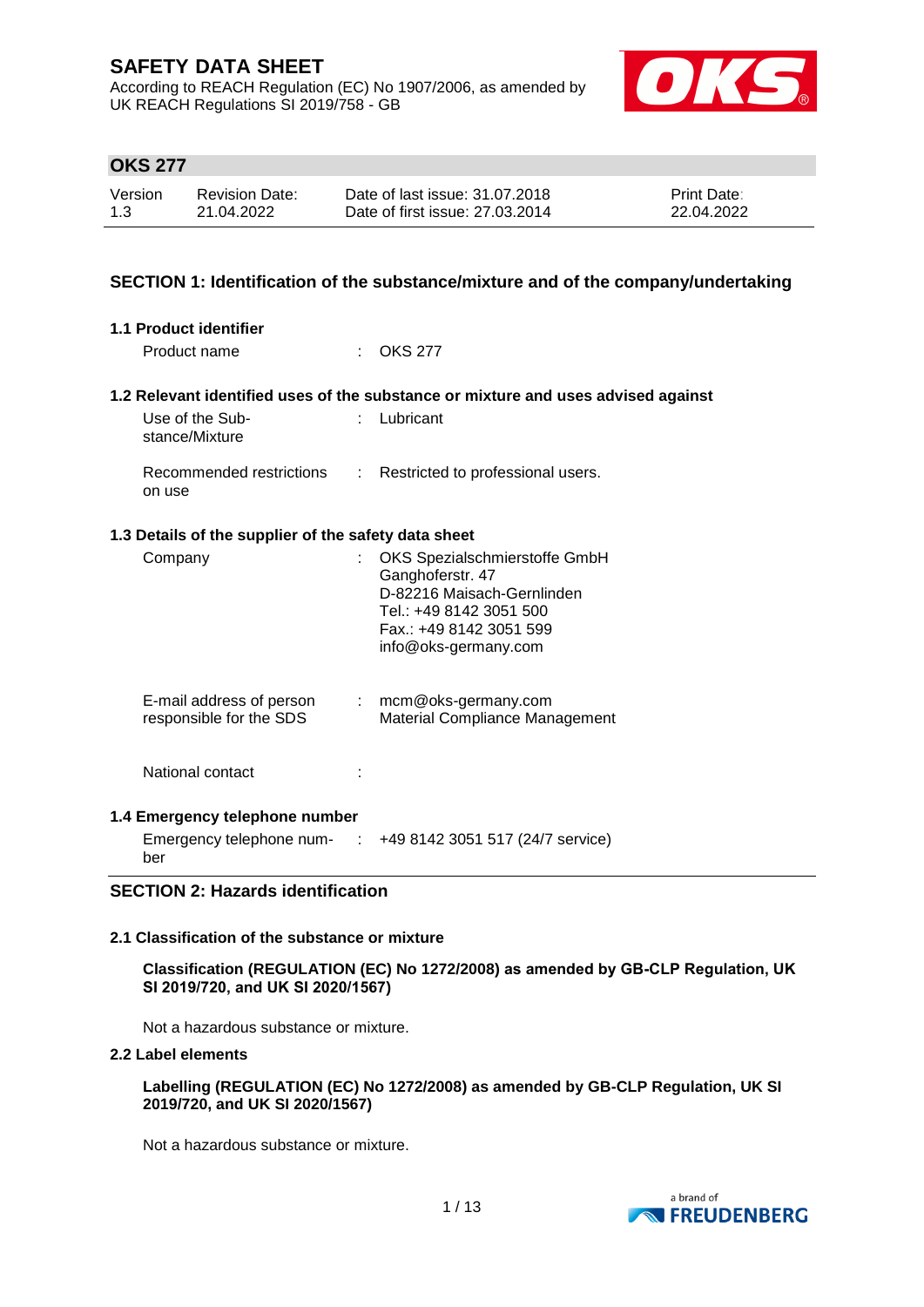# SAFETY DATA SHEET

According to REACH Regulation (EC) No 1907/2006, as amended by UK REACH Regulations SI 2019/758 - GB

## OKS 277

| Version | Revision Date: | Date of last issue: 31.07.2018 | Print Date: |
|---|---|---|---|
| 1.3 | 21.04.2022 | Date of first issue: 27.03.2014 | 22.04.2022 |

## SECTION 1: Identification of the substance/mixture and of the company/undertaking

### 1.1 Product identifier

Product name : OKS 277

### 1.2 Relevant identified uses of the substance or mixture and uses advised against

Use of the Substance/Mixture : Lubricant

Recommended restrictions on use : Restricted to professional users.

### 1.3 Details of the supplier of the safety data sheet

Company : OKS Spezialschmierstoffe GmbH
Ganghoferstr. 47
D-82216 Maisach-Gernlinden
Tel.: +49 8142 3051 500
Fax.: +49 8142 3051 599
info@oks-germany.com

E-mail address of person responsible for the SDS : mcm@oks-germany.com
Material Compliance Management

National contact :

### 1.4 Emergency telephone number

Emergency telephone number : +49 8142 3051 517 (24/7 service)

## SECTION 2: Hazards identification

### 2.1 Classification of the substance or mixture

**Classification (REGULATION (EC) No 1272/2008) as amended by GB-CLP Regulation, UK SI 2019/720, and UK SI 2020/1567)**

Not a hazardous substance or mixture.

### 2.2 Label elements

**Labelling (REGULATION (EC) No 1272/2008) as amended by GB-CLP Regulation, UK SI 2019/720, and UK SI 2020/1567)**

Not a hazardous substance or mixture.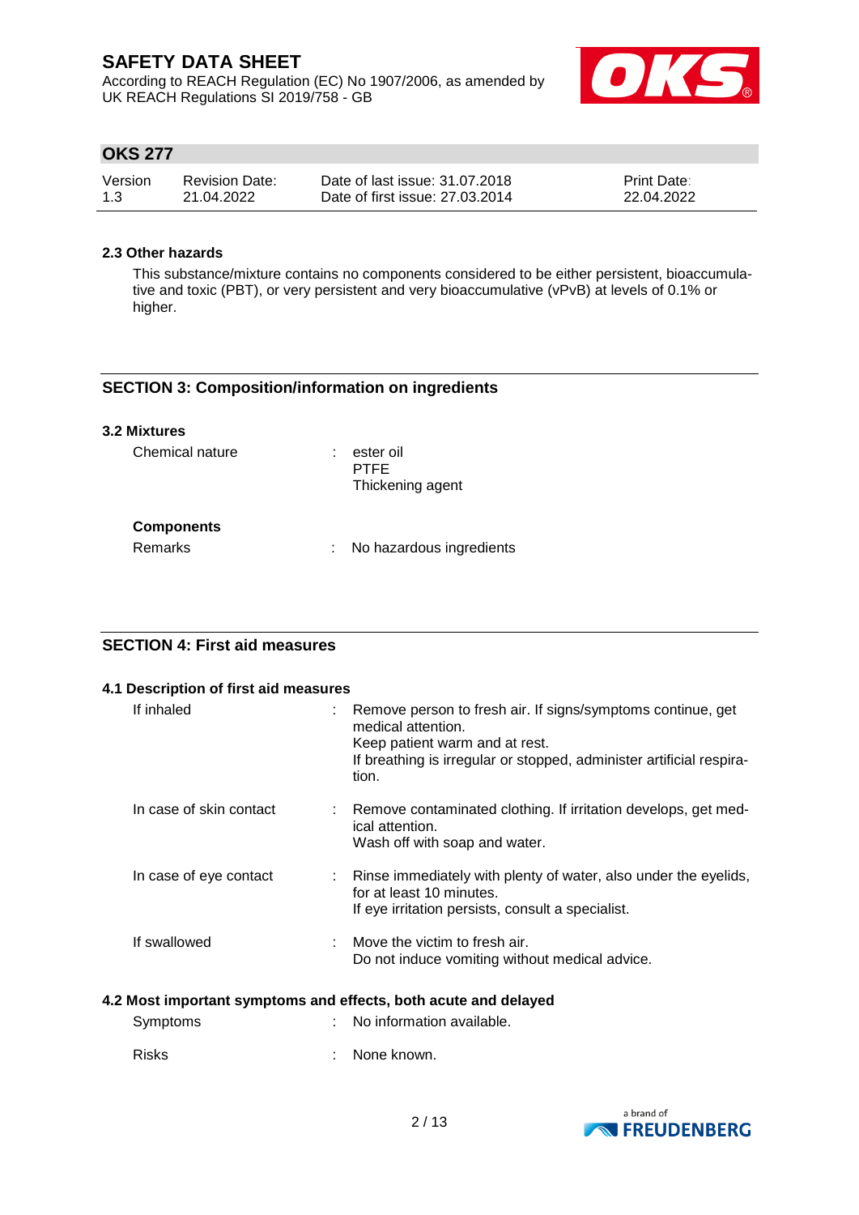### 2.3 Other hazards

This substance/mixture contains no components considered to be either persistent, bioaccumulative and toxic (PBT), or very persistent and very bioaccumulative (vPvB) at levels of 0.1% or higher.

## SECTION 3: Composition/information on ingredients

### 3.2 Mixtures

| | | |
|---|---|---|
| Chemical nature | : | ester oil<br>PTFE<br>Thickening agent |

**Components**

| | | |
|---|---|---|
| Remarks | : | No hazardous ingredients |

## SECTION 4: First aid measures

### 4.1 Description of first aid measures

| | | |
|---|---|---|
| If inhaled | : | Remove person to fresh air. If signs/symptoms continue, get medical attention.<br>Keep patient warm and at rest.<br>If breathing is irregular or stopped, administer artificial respiration. |
| In case of skin contact | : | Remove contaminated clothing. If irritation develops, get medical attention.<br>Wash off with soap and water. |
| In case of eye contact | : | Rinse immediately with plenty of water, also under the eyelids, for at least 10 minutes.<br>If eye irritation persists, consult a specialist. |
| If swallowed | : | Move the victim to fresh air.<br>Do not induce vomiting without medical advice. |

### 4.2 Most important symptoms and effects, both acute and delayed

| | | |
|---|---|---|
| Symptoms | : | No information available. |
| Risks | : | None known. |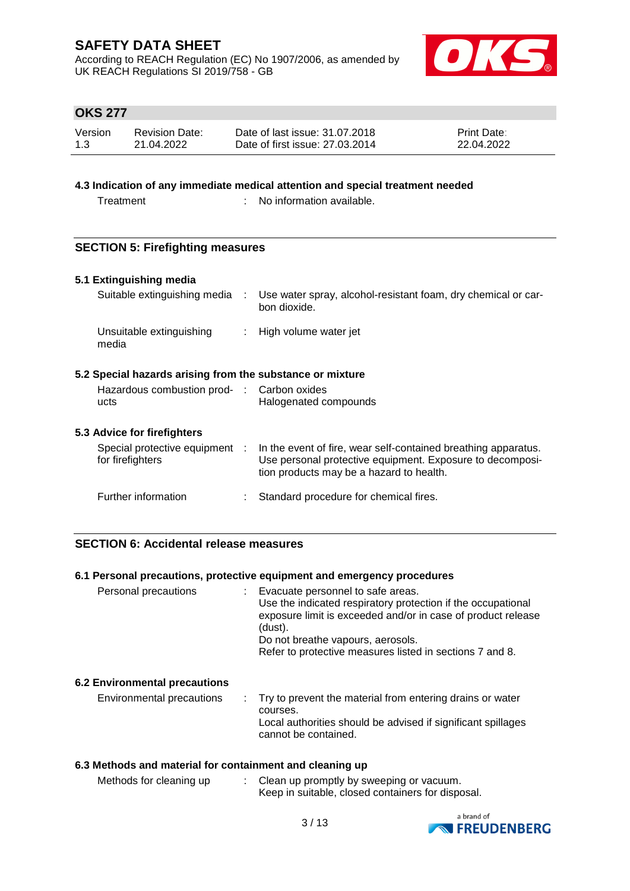### 4.3 Indication of any immediate medical attention and special treatment needed

| | | |
|---|---|---|
| Treatment | : | No information available. |

## SECTION 5: Firefighting measures

### 5.1 Extinguishing media

| | | |
|---|---|---|
| Suitable extinguishing media | : | Use water spray, alcohol-resistant foam, dry chemical or carbon dioxide. |
| Unsuitable extinguishing media | : | High volume water jet |

### 5.2 Special hazards arising from the substance or mixture

| | | |
|---|---|---|
| Hazardous combustion products | : | Carbon oxides<br>Halogenated compounds |

### 5.3 Advice for firefighters

| | | |
|---|---|---|
| Special protective equipment for firefighters | : | In the event of fire, wear self-contained breathing apparatus.<br>Use personal protective equipment. Exposure to decomposition products may be a hazard to health. |
| Further information | : | Standard procedure for chemical fires. |

## SECTION 6: Accidental release measures

### 6.1 Personal precautions, protective equipment and emergency procedures

| | | |
|---|---|---|
| Personal precautions | : | Evacuate personnel to safe areas.<br>Use the indicated respiratory protection if the occupational exposure limit is exceeded and/or in case of product release (dust).<br>Do not breathe vapours, aerosols.<br>Refer to protective measures listed in sections 7 and 8. |

### 6.2 Environmental precautions

| | | |
|---|---|---|
| Environmental precautions | : | Try to prevent the material from entering drains or water courses.<br>Local authorities should be advised if significant spillages cannot be contained. |

### 6.3 Methods and material for containment and cleaning up

| | | |
|---|---|---|
| Methods for cleaning up | : | Clean up promptly by sweeping or vacuum.<br>Keep in suitable, closed containers for disposal. |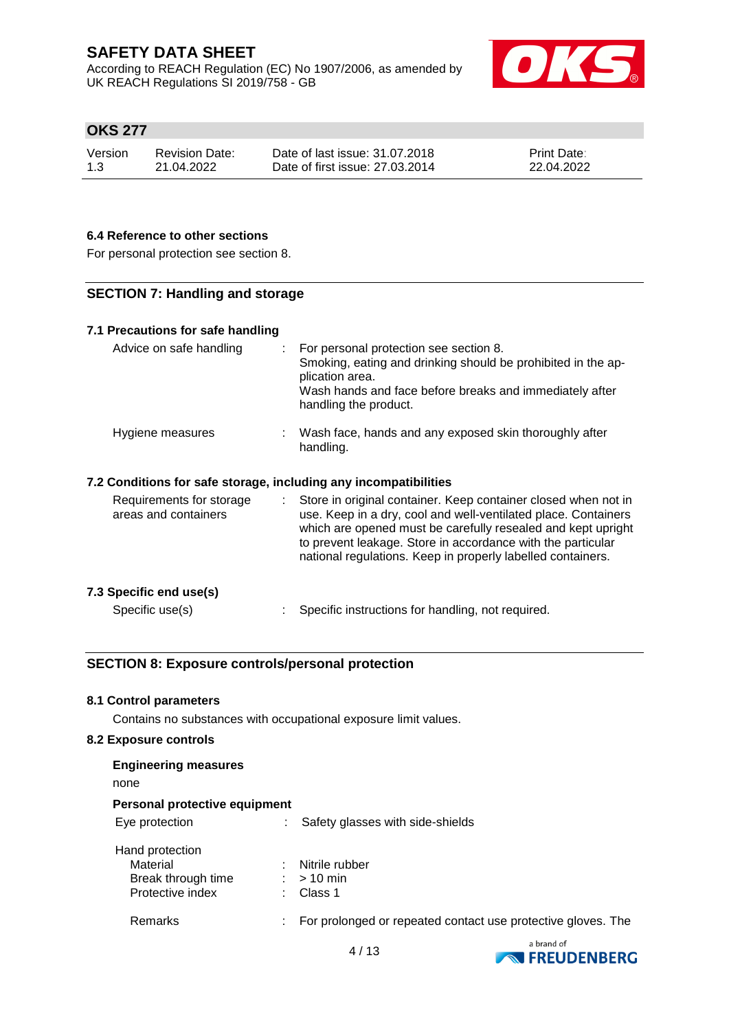### 6.4 Reference to other sections

For personal protection see section 8.

## SECTION 7: Handling and storage

### 7.1 Precautions for safe handling

| | |
|---|---|
| Advice on safe handling | : For personal protection see section 8. Smoking, eating and drinking should be prohibited in the application area. Wash hands and face before breaks and immediately after handling the product. |
| Hygiene measures | : Wash face, hands and any exposed skin thoroughly after handling. |

### 7.2 Conditions for safe storage, including any incompatibilities

| | |
|---|---|
| Requirements for storage areas and containers | : Store in original container. Keep container closed when not in use. Keep in a dry, cool and well-ventilated place. Containers which are opened must be carefully resealed and kept upright to prevent leakage. Store in accordance with the particular national regulations. Keep in properly labelled containers. |

### 7.3 Specific end use(s)

| | |
|---|---|
| Specific use(s) | : Specific instructions for handling, not required. |

## SECTION 8: Exposure controls/personal protection

### 8.1 Control parameters

Contains no substances with occupational exposure limit values.

### 8.2 Exposure controls

**Engineering measures**

none

**Personal protective equipment**

| | |
|---|---|
| Eye protection | : Safety glasses with side-shields |

Hand protection

| | |
|---|---|
| Material | : Nitrile rubber |
| Break through time | : > 10 min |
| Protective index | : Class 1 |
| Remarks | : For prolonged or repeated contact use protective gloves. The |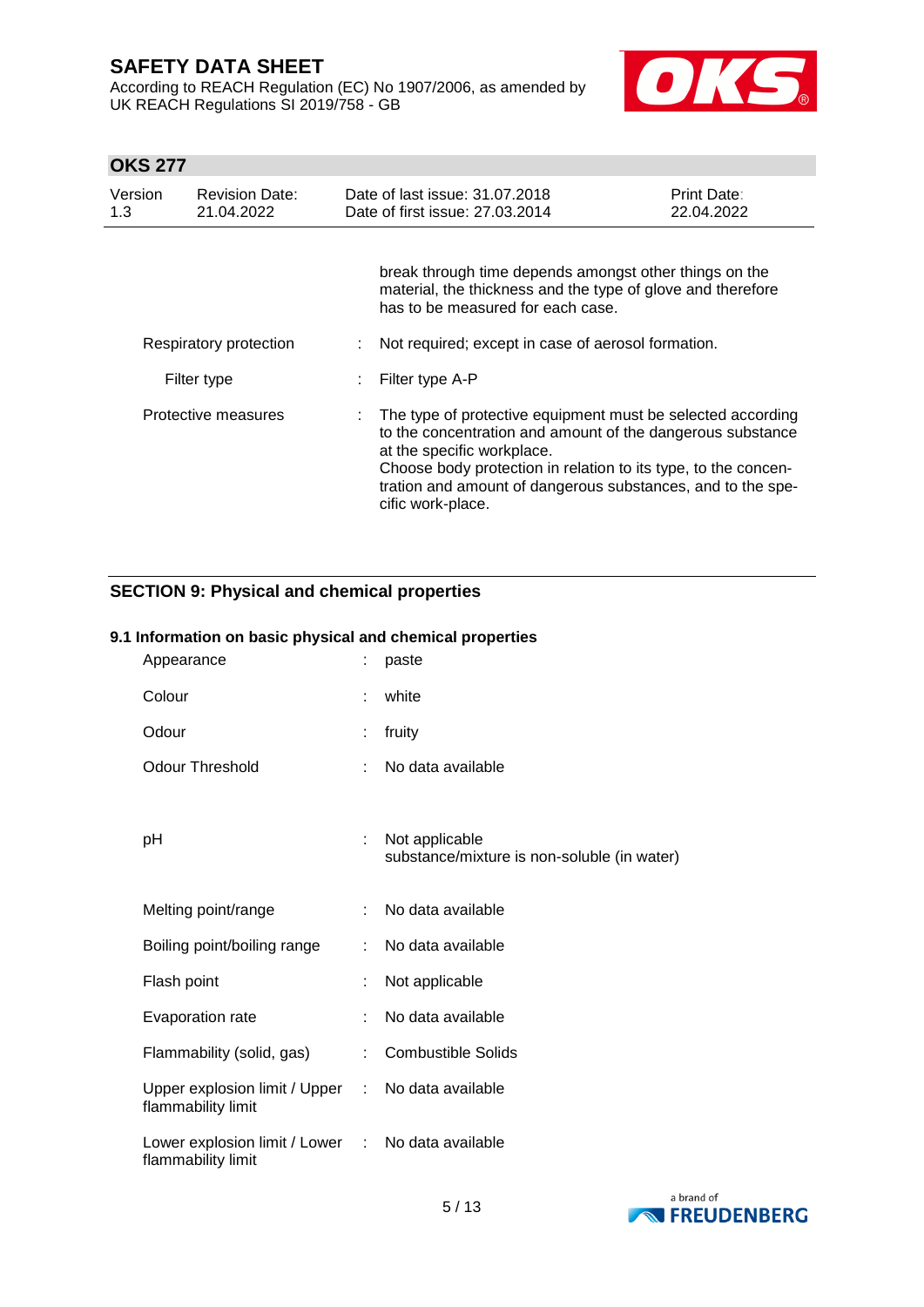break through time depends amongst other things on the material, the thickness and the type of glove and therefore has to be measured for each case.

| | | |
|---|---|---|
| Respiratory protection | : | Not required; except in case of aerosol formation. |
| Filter type | : | Filter type A-P |
| Protective measures | : | The type of protective equipment must be selected according to the concentration and amount of the dangerous substance at the specific workplace.<br>Choose body protection in relation to its type, to the concentration and amount of dangerous substances, and to the specific work-place. |

## SECTION 9: Physical and chemical properties

### 9.1 Information on basic physical and chemical properties

| | | |
|---|---|---|
| Appearance | : | paste |
| Colour | : | white |
| Odour | : | fruity |
| Odour Threshold | : | No data available |
| pH | : | Not applicable<br>substance/mixture is non-soluble (in water) |
| Melting point/range | : | No data available |
| Boiling point/boiling range | : | No data available |
| Flash point | : | Not applicable |
| Evaporation rate | : | No data available |
| Flammability (solid, gas) | : | Combustible Solids |
| Upper explosion limit / Upper flammability limit | : | No data available |
| Lower explosion limit / Lower flammability limit | : | No data available |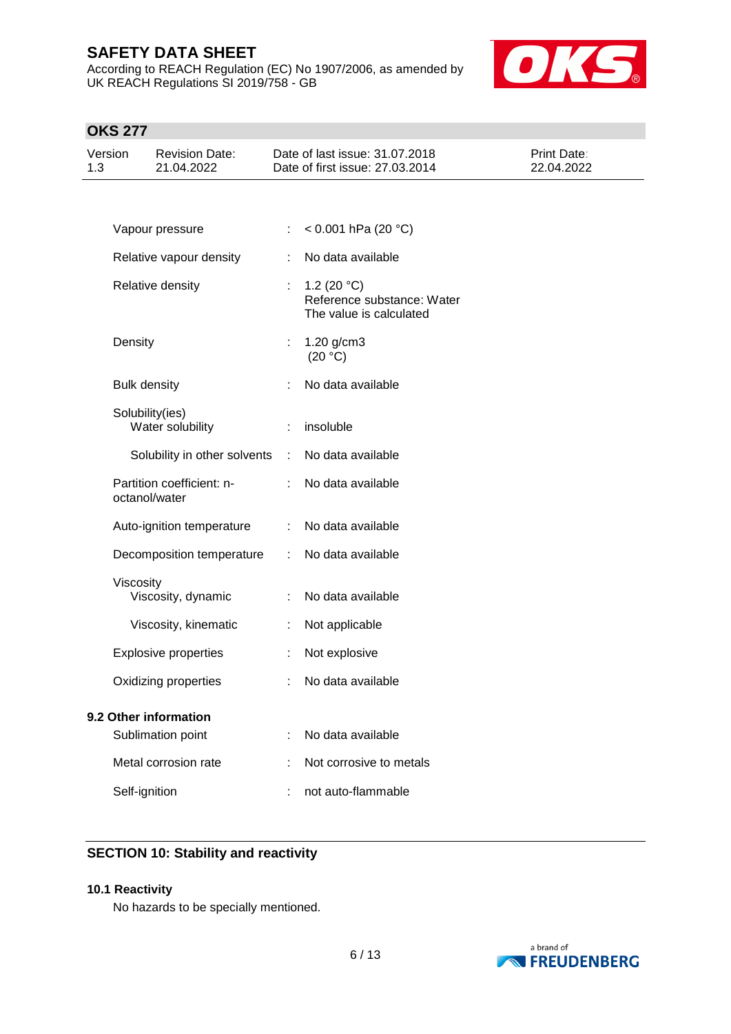| | | |
|---|---|---|
| Vapour pressure | : | < 0.001 hPa (20 °C) |
| Relative vapour density | : | No data available |
| Relative density | : | 1.2 (20 °C)<br>Reference substance: Water<br>The value is calculated |
| Density | : | 1.20 g/cm3<br>(20 °C) |
| Bulk density | : | No data available |
| Solubility(ies)<br>Water solubility | : | insoluble |
| Solubility in other solvents | : | No data available |
| Partition coefficient: n-octanol/water | : | No data available |
| Auto-ignition temperature | : | No data available |
| Decomposition temperature | : | No data available |
| Viscosity<br>Viscosity, dynamic | : | No data available |
| Viscosity, kinematic | : | Not applicable |
| Explosive properties | : | Not explosive |
| Oxidizing properties | : | No data available |

**9.2 Other information**

| | | |
|---|---|---|
| Sublimation point | : | No data available |
| Metal corrosion rate | : | Not corrosive to metals |
| Self-ignition | : | not auto-flammable |

## SECTION 10: Stability and reactivity

**10.1 Reactivity**

No hazards to be specially mentioned.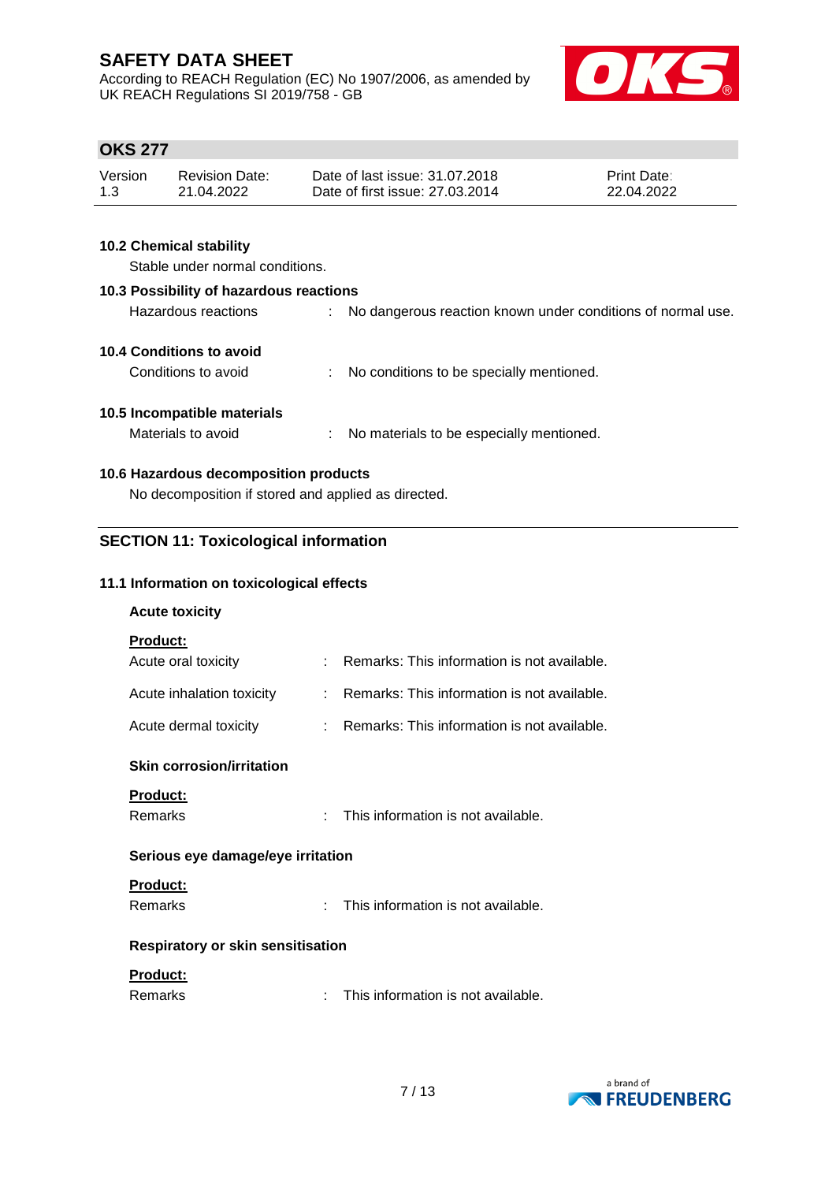### 10.2 Chemical stability

Stable under normal conditions.

### 10.3 Possibility of hazardous reactions

Hazardous reactions : No dangerous reaction known under conditions of normal use.

### 10.4 Conditions to avoid

Conditions to avoid : No conditions to be specially mentioned.

### 10.5 Incompatible materials

Materials to avoid : No materials to be especially mentioned.

### 10.6 Hazardous decomposition products

No decomposition if stored and applied as directed.

## SECTION 11: Toxicological information

### 11.1 Information on toxicological effects

**Acute toxicity**

**Product:**

Acute oral toxicity : Remarks: This information is not available.

Acute inhalation toxicity : Remarks: This information is not available.

Acute dermal toxicity : Remarks: This information is not available.

**Skin corrosion/irritation**

**Product:**

Remarks : This information is not available.

**Serious eye damage/eye irritation**

**Product:**

Remarks : This information is not available.

**Respiratory or skin sensitisation**

**Product:**

Remarks : This information is not available.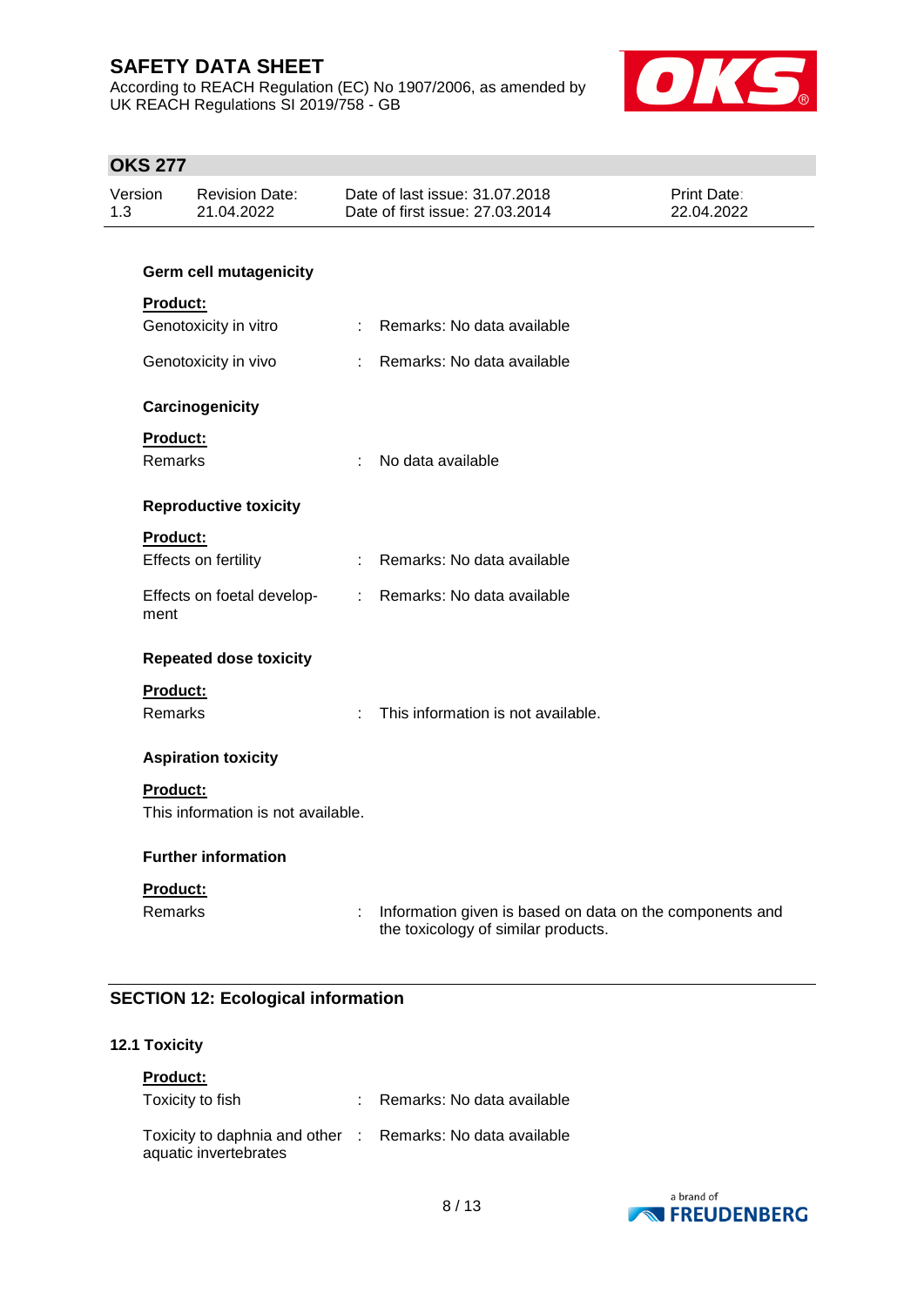**Germ cell mutagenicity**

**Product:**

| | | |
|---|---|---|
| Genotoxicity in vitro | : | Remarks: No data available |
| Genotoxicity in vivo | : | Remarks: No data available |

**Carcinogenicity**

**Product:**

| | | |
|---|---|---|
| Remarks | : | No data available |

**Reproductive toxicity**

**Product:**

| | | |
|---|---|---|
| Effects on fertility | : | Remarks: No data available |
| Effects on foetal development | : | Remarks: No data available |

**Repeated dose toxicity**

**Product:**

| | | |
|---|---|---|
| Remarks | : | This information is not available. |

**Aspiration toxicity**

**Product:**

This information is not available.

**Further information**

**Product:**

| | | |
|---|---|---|
| Remarks | : | Information given is based on data on the components and the toxicology of similar products. |

## SECTION 12: Ecological information

### 12.1 Toxicity

**Product:**

| | | |
|---|---|---|
| Toxicity to fish | : | Remarks: No data available |
| Toxicity to daphnia and other aquatic invertebrates | : | Remarks: No data available |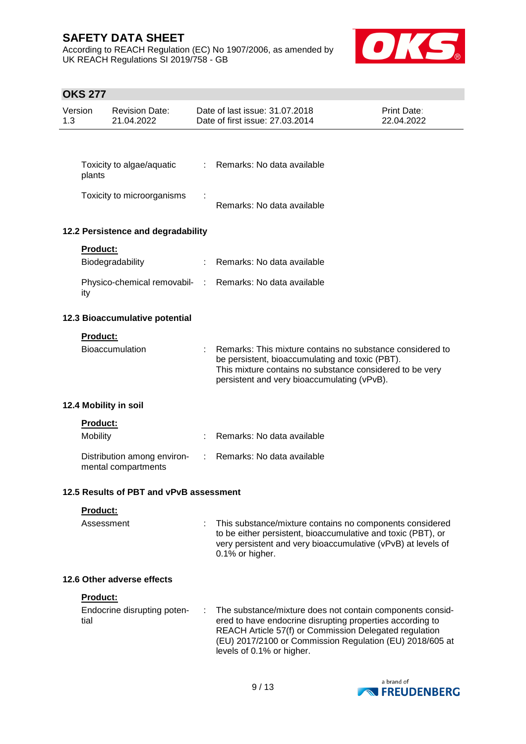| | | |
|---|---|---|
| Toxicity to algae/aquatic plants | : | Remarks: No data available |
| Toxicity to microorganisms | : | Remarks: No data available |

### 12.2 Persistence and degradability

**Product:**

| | | |
|---|---|---|
| Biodegradability | : | Remarks: No data available |
| Physico-chemical removability | : | Remarks: No data available |

### 12.3 Bioaccumulative potential

**Product:**

| | | |
|---|---|---|
| Bioaccumulation | : | Remarks: This mixture contains no substance considered to be persistent, bioaccumulating and toxic (PBT). This mixture contains no substance considered to be very persistent and very bioaccumulating (vPvB). |

### 12.4 Mobility in soil

**Product:**

| | | |
|---|---|---|
| Mobility | : | Remarks: No data available |
| Distribution among environmental compartments | : | Remarks: No data available |

### 12.5 Results of PBT and vPvB assessment

**Product:**

| | | |
|---|---|---|
| Assessment | : | This substance/mixture contains no components considered to be either persistent, bioaccumulative and toxic (PBT), or very persistent and very bioaccumulative (vPvB) at levels of 0.1% or higher. |

### 12.6 Other adverse effects

**Product:**

| | | |
|---|---|---|
| Endocrine disrupting potential | : | The substance/mixture does not contain components considered to have endocrine disrupting properties according to REACH Article 57(f) or Commission Delegated regulation (EU) 2017/2100 or Commission Regulation (EU) 2018/605 at levels of 0.1% or higher. |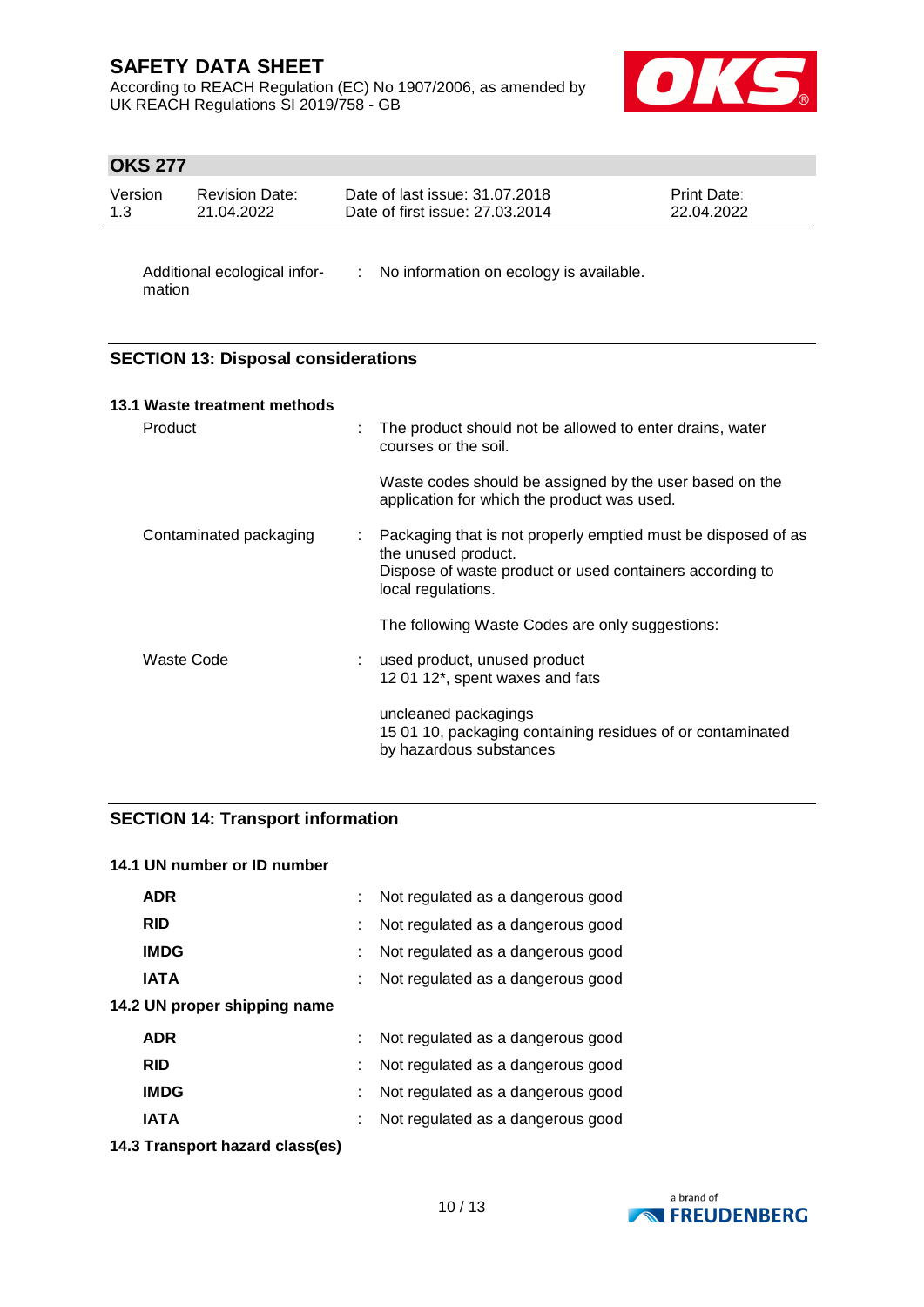Additional ecological information : No information on ecology is available.

## SECTION 13: Disposal considerations

### 13.1 Waste treatment methods

| | |
|---|---|
| Product | The product should not be allowed to enter drains, water courses or the soil.<br><br>Waste codes should be assigned by the user based on the application for which the product was used. |
| Contaminated packaging | Packaging that is not properly emptied must be disposed of as the unused product.<br>Dispose of waste product or used containers according to local regulations.<br><br>The following Waste Codes are only suggestions: |
| Waste Code | used product, unused product<br>12 01 12*, spent waxes and fats<br><br>uncleaned packagings<br>15 01 10, packaging containing residues of or contaminated by hazardous substances |

## SECTION 14: Transport information

### 14.1 UN number or ID number

| | |
|---|---|
| **ADR** | Not regulated as a dangerous good |
| **RID** | Not regulated as a dangerous good |
| **IMDG** | Not regulated as a dangerous good |
| **IATA** | Not regulated as a dangerous good |

### 14.2 UN proper shipping name

| | |
|---|---|
| **ADR** | Not regulated as a dangerous good |
| **RID** | Not regulated as a dangerous good |
| **IMDG** | Not regulated as a dangerous good |
| **IATA** | Not regulated as a dangerous good |

### 14.3 Transport hazard class(es)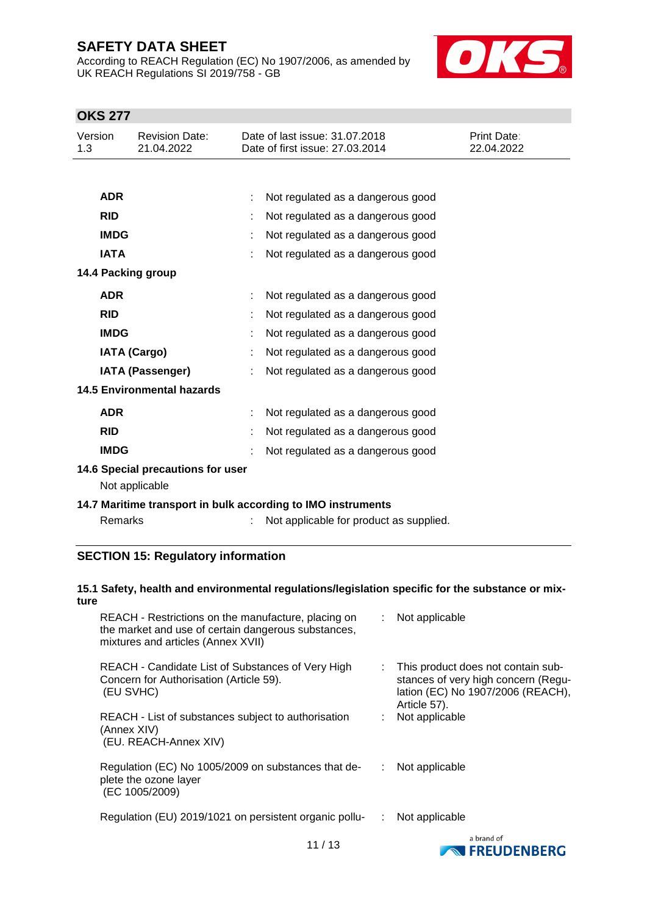| | | |
|---|---|---|
| **ADR** | : | Not regulated as a dangerous good |
| **RID** | : | Not regulated as a dangerous good |
| **IMDG** | : | Not regulated as a dangerous good |
| **IATA** | : | Not regulated as a dangerous good |

**14.4 Packing group**

| | | |
|---|---|---|
| **ADR** | : | Not regulated as a dangerous good |
| **RID** | : | Not regulated as a dangerous good |
| **IMDG** | : | Not regulated as a dangerous good |
| **IATA (Cargo)** | : | Not regulated as a dangerous good |
| **IATA (Passenger)** | : | Not regulated as a dangerous good |

**14.5 Environmental hazards**

| | | |
|---|---|---|
| **ADR** | : | Not regulated as a dangerous good |
| **RID** | : | Not regulated as a dangerous good |
| **IMDG** | : | Not regulated as a dangerous good |

**14.6 Special precautions for user**

Not applicable

**14.7 Maritime transport in bulk according to IMO instruments**

Remarks : Not applicable for product as supplied.

## SECTION 15: Regulatory information

**15.1 Safety, health and environmental regulations/legislation specific for the substance or mixture**

| | | |
|---|---|---|
| REACH - Restrictions on the manufacture, placing on the market and use of certain dangerous substances, mixtures and articles (Annex XVII) | : | Not applicable |
| REACH - Candidate List of Substances of Very High Concern for Authorisation (Article 59). (EU SVHC) | : | This product does not contain substances of very high concern (Regulation (EC) No 1907/2006 (REACH), Article 57). |
| REACH - List of substances subject to authorisation (Annex XIV) (EU. REACH-Annex XIV) | : | Not applicable |
| Regulation (EC) No 1005/2009 on substances that deplete the ozone layer (EC 1005/2009) | : | Not applicable |
| Regulation (EU) 2019/1021 on persistent organic pollu- | : | Not applicable |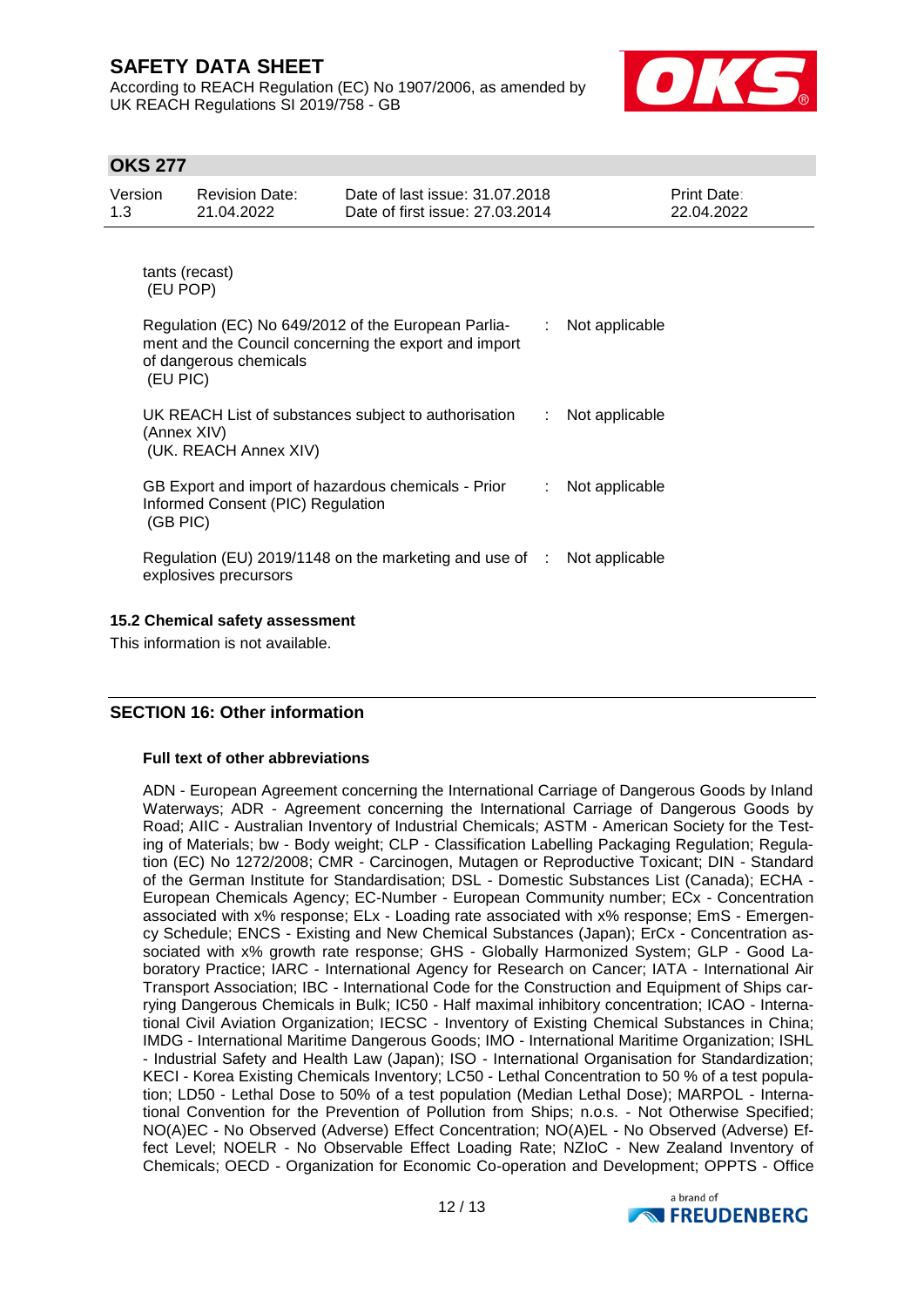tants (recast)
(EU POP)

| | | |
|---|---|---|
| Regulation (EC) No 649/2012 of the European Parliament and the Council concerning the export and import of dangerous chemicals (EU PIC) | : | Not applicable |
| UK REACH List of substances subject to authorisation (Annex XIV) (UK. REACH Annex XIV) | : | Not applicable |
| GB Export and import of hazardous chemicals - Prior Informed Consent (PIC) Regulation (GB PIC) | : | Not applicable |
| Regulation (EU) 2019/1148 on the marketing and use of explosives precursors | : | Not applicable |

### 15.2 Chemical safety assessment

This information is not available.

## SECTION 16: Other information

**Full text of other abbreviations**

ADN - European Agreement concerning the International Carriage of Dangerous Goods by Inland Waterways; ADR - Agreement concerning the International Carriage of Dangerous Goods by Road; AIIC - Australian Inventory of Industrial Chemicals; ASTM - American Society for the Testing of Materials; bw - Body weight; CLP - Classification Labelling Packaging Regulation; Regulation (EC) No 1272/2008; CMR - Carcinogen, Mutagen or Reproductive Toxicant; DIN - Standard of the German Institute for Standardisation; DSL - Domestic Substances List (Canada); ECHA - European Chemicals Agency; EC-Number - European Community number; ECx - Concentration associated with x% response; ELx - Loading rate associated with x% response; EmS - Emergency Schedule; ENCS - Existing and New Chemical Substances (Japan); ErCx - Concentration associated with x% growth rate response; GHS - Globally Harmonized System; GLP - Good Laboratory Practice; IARC - International Agency for Research on Cancer; IATA - International Air Transport Association; IBC - International Code for the Construction and Equipment of Ships carrying Dangerous Chemicals in Bulk; IC50 - Half maximal inhibitory concentration; ICAO - International Civil Aviation Organization; IECSC - Inventory of Existing Chemical Substances in China; IMDG - International Maritime Dangerous Goods; IMO - International Maritime Organization; ISHL - Industrial Safety and Health Law (Japan); ISO - International Organisation for Standardization; KECI - Korea Existing Chemicals Inventory; LC50 - Lethal Concentration to 50 % of a test population; LD50 - Lethal Dose to 50% of a test population (Median Lethal Dose); MARPOL - International Convention for the Prevention of Pollution from Ships; n.o.s. - Not Otherwise Specified; NO(A)EC - No Observed (Adverse) Effect Concentration; NO(A)EL - No Observed (Adverse) Effect Level; NOELR - No Observable Effect Loading Rate; NZIoC - New Zealand Inventory of Chemicals; OECD - Organization for Economic Co-operation and Development; OPPTS - Office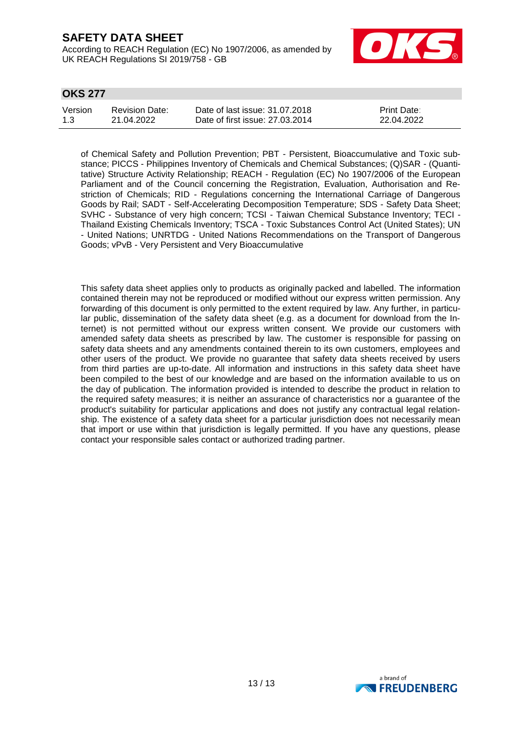of Chemical Safety and Pollution Prevention; PBT - Persistent, Bioaccumulative and Toxic substance; PICCS - Philippines Inventory of Chemicals and Chemical Substances; (Q)SAR - (Quantitative) Structure Activity Relationship; REACH - Regulation (EC) No 1907/2006 of the European Parliament and of the Council concerning the Registration, Evaluation, Authorisation and Restriction of Chemicals; RID - Regulations concerning the International Carriage of Dangerous Goods by Rail; SADT - Self-Accelerating Decomposition Temperature; SDS - Safety Data Sheet; SVHC - Substance of very high concern; TCSI - Taiwan Chemical Substance Inventory; TECI - Thailand Existing Chemicals Inventory; TSCA - Toxic Substances Control Act (United States); UN - United Nations; UNRTDG - United Nations Recommendations on the Transport of Dangerous Goods; vPvB - Very Persistent and Very Bioaccumulative

This safety data sheet applies only to products as originally packed and labelled. The information contained therein may not be reproduced or modified without our express written permission. Any forwarding of this document is only permitted to the extent required by law. Any further, in particular public, dissemination of the safety data sheet (e.g. as a document for download from the Internet) is not permitted without our express written consent. We provide our customers with amended safety data sheets as prescribed by law. The customer is responsible for passing on safety data sheets and any amendments contained therein to its own customers, employees and other users of the product. We provide no guarantee that safety data sheets received by users from third parties are up-to-date. All information and instructions in this safety data sheet have been compiled to the best of our knowledge and are based on the information available to us on the day of publication. The information provided is intended to describe the product in relation to the required safety measures; it is neither an assurance of characteristics nor a guarantee of the product's suitability for particular applications and does not justify any contractual legal relationship. The existence of a safety data sheet for a particular jurisdiction does not necessarily mean that import or use within that jurisdiction is legally permitted. If you have any questions, please contact your responsible sales contact or authorized trading partner.